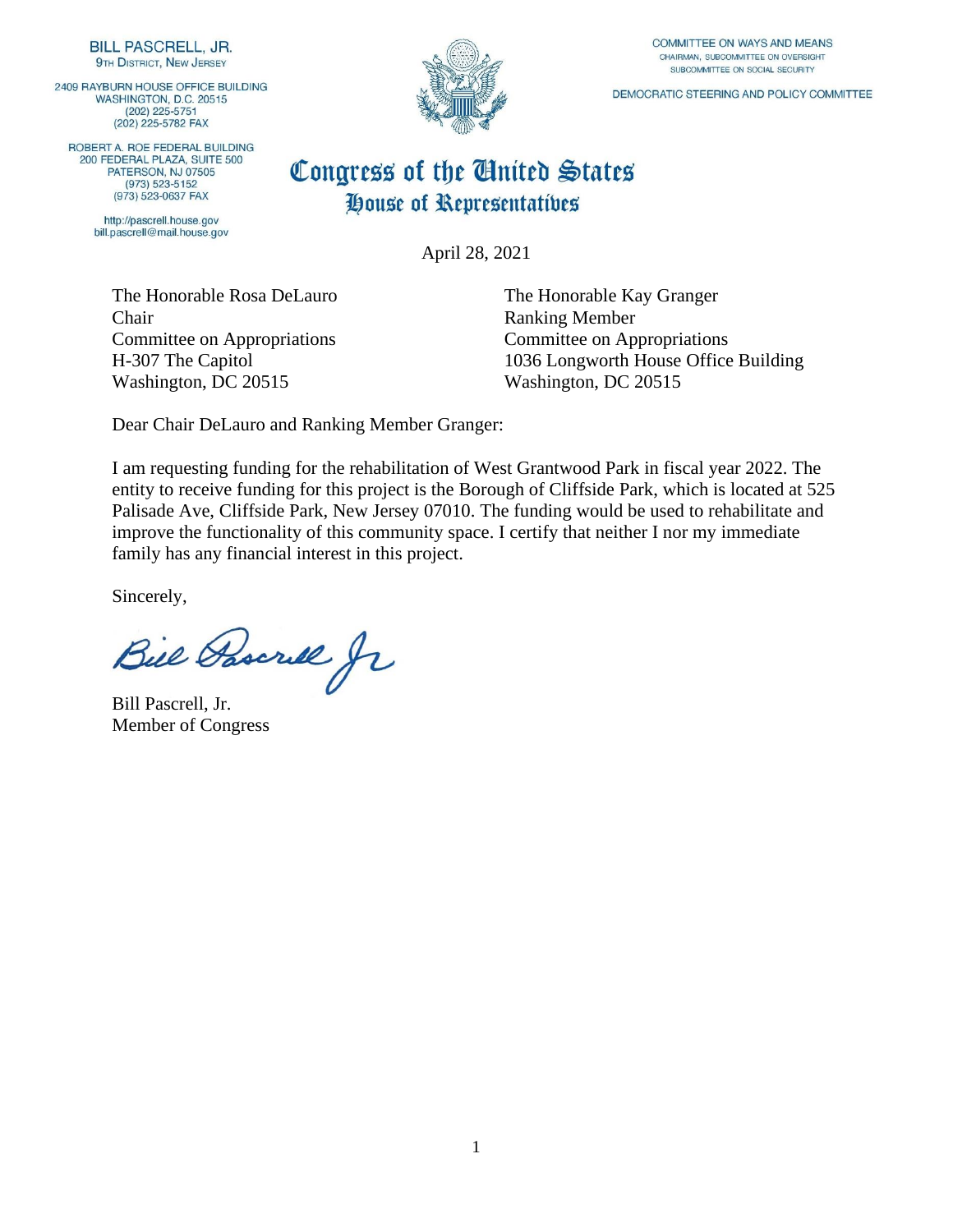**BILL PASCRELL, JR.**
9TH DISTRICT, NEW JERSEY

2409 RAYBURN HOUSE OFFICE BUILDING
WASHINGTON, D.C. 20515
(202) 225-5751
(202) 225-5782 FAX

ROBERT A. ROE FEDERAL BUILDING
200 FEDERAL PLAZA, SUITE 500
PATERSON, NJ 07505
(973) 523-5152
(973) 523-0637 FAX

http://pascrell.house.gov
bill.pascrell@mail.house.gov

COMMITTEE ON WAYS AND MEANS
CHAIRMAN, SUBCOMMITTEE ON OVERSIGHT
SUBCOMMITTEE ON SOCIAL SECURITY

DEMOCRATIC STEERING AND POLICY COMMITTEE

# Congress of the United States
## House of Representatives

April 28, 2021

The Honorable Rosa DeLauro
Chair
Committee on Appropriations
H-307 The Capitol
Washington, DC 20515

The Honorable Kay Granger
Ranking Member
Committee on Appropriations
1036 Longworth House Office Building
Washington, DC 20515

Dear Chair DeLauro and Ranking Member Granger:

I am requesting funding for the rehabilitation of West Grantwood Park in fiscal year 2022. The entity to receive funding for this project is the Borough of Cliffside Park, which is located at 525 Palisade Ave, Cliffside Park, New Jersey 07010. The funding would be used to rehabilitate and improve the functionality of this community space. I certify that neither I nor my immediate family has any financial interest in this project.

Sincerely,

Bill Pascrell Jr

Bill Pascrell, Jr.
Member of Congress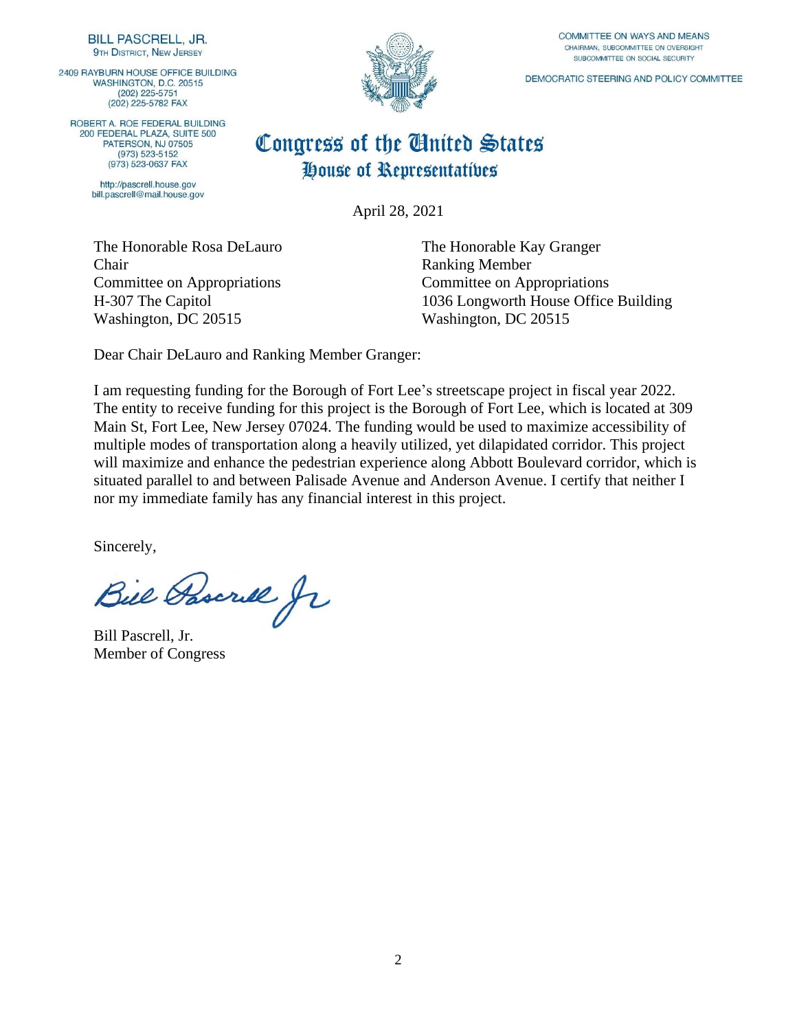**BILL PASCRELL, JR.**
9TH DISTRICT, NEW JERSEY

2409 RAYBURN HOUSE OFFICE BUILDING
WASHINGTON, D.C. 20515
(202) 225-5751
(202) 225-5782 FAX

ROBERT A. ROE FEDERAL BUILDING
200 FEDERAL PLAZA, SUITE 500
PATERSON, NJ 07505
(973) 523-5152
(973) 523-0637 FAX

http://pascrell.house.gov
bill.pascrell@mail.house.gov

COMMITTEE ON WAYS AND MEANS
CHAIRMAN, SUBCOMMITTEE ON OVERSIGHT
SUBCOMMITTEE ON SOCIAL SECURITY

DEMOCRATIC STEERING AND POLICY COMMITTEE

# Congress of the United States
## House of Representatives

April 28, 2021

The Honorable Rosa DeLauro
Chair
Committee on Appropriations
H-307 The Capitol
Washington, DC 20515

The Honorable Kay Granger
Ranking Member
Committee on Appropriations
1036 Longworth House Office Building
Washington, DC 20515

Dear Chair DeLauro and Ranking Member Granger:

I am requesting funding for the Borough of Fort Lee's streetscape project in fiscal year 2022. The entity to receive funding for this project is the Borough of Fort Lee, which is located at 309 Main St, Fort Lee, New Jersey 07024. The funding would be used to maximize accessibility of multiple modes of transportation along a heavily utilized, yet dilapidated corridor. This project will maximize and enhance the pedestrian experience along Abbott Boulevard corridor, which is situated parallel to and between Palisade Avenue and Anderson Avenue. I certify that neither I nor my immediate family has any financial interest in this project.

Sincerely,

Bill Pascrell Jr

Bill Pascrell, Jr.
Member of Congress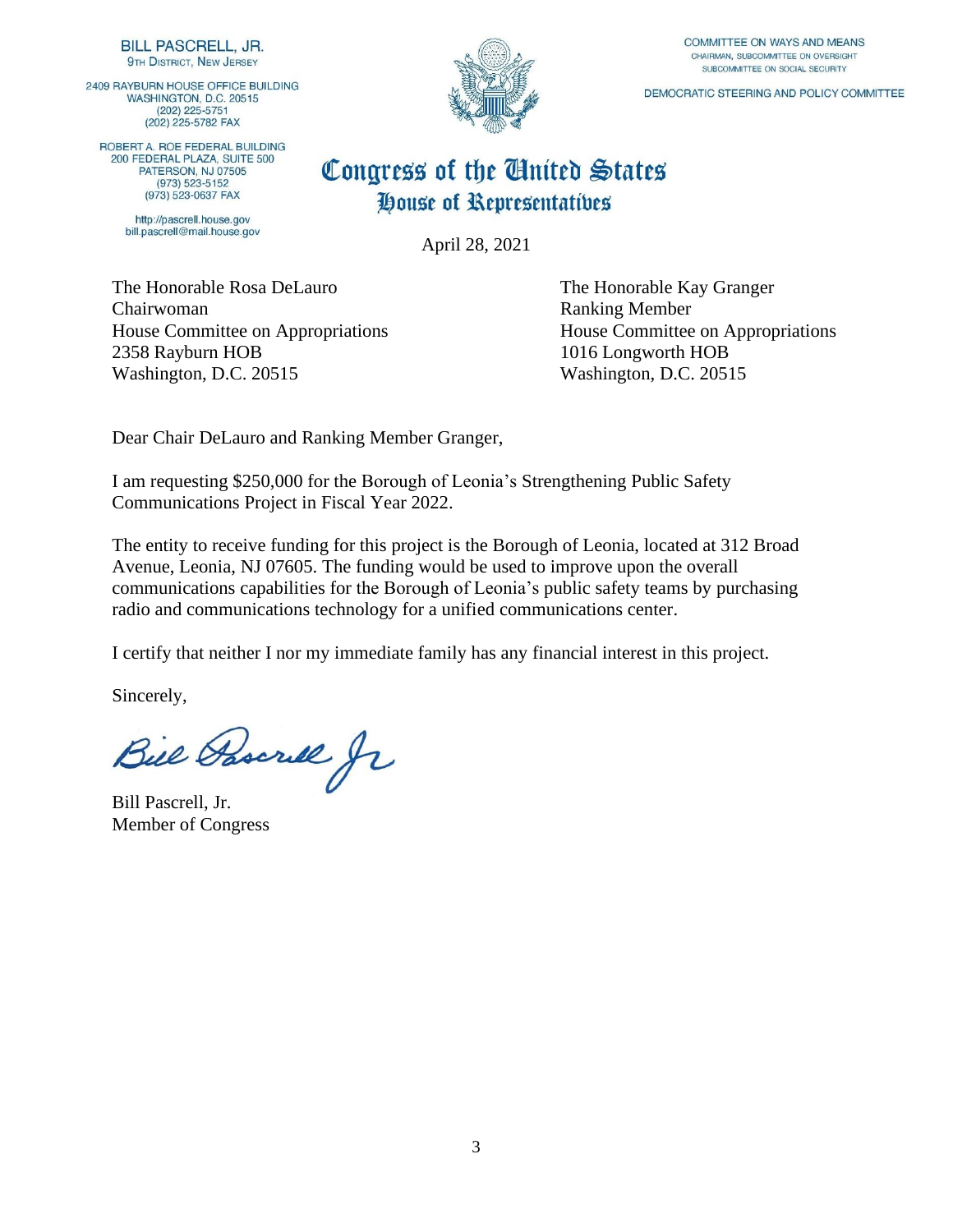BILL PASCRELL, JR.
9TH DISTRICT, NEW JERSEY

2409 RAYBURN HOUSE OFFICE BUILDING
WASHINGTON, D.C. 20515
(202) 225-5751
(202) 225-5782 FAX

ROBERT A. ROE FEDERAL BUILDING
200 FEDERAL PLAZA, SUITE 500
PATERSON, NJ 07505
(973) 523-5152
(973) 523-0637 FAX

http://pascrell.house.gov
bill.pascrell@mail.house.gov

COMMITTEE ON WAYS AND MEANS
CHAIRMAN, SUBCOMMITTEE ON OVERSIGHT
SUBCOMMITTEE ON SOCIAL SECURITY

DEMOCRATIC STEERING AND POLICY COMMITTEE

# Congress of the United States
## House of Representatives

April 28, 2021

The Honorable Rosa DeLauro
Chairwoman
House Committee on Appropriations
2358 Rayburn HOB
Washington, D.C. 20515

The Honorable Kay Granger
Ranking Member
House Committee on Appropriations
1016 Longworth HOB
Washington, D.C. 20515

Dear Chair DeLauro and Ranking Member Granger,

I am requesting $250,000 for the Borough of Leonia's Strengthening Public Safety Communications Project in Fiscal Year 2022.

The entity to receive funding for this project is the Borough of Leonia, located at 312 Broad Avenue, Leonia, NJ 07605. The funding would be used to improve upon the overall communications capabilities for the Borough of Leonia's public safety teams by purchasing radio and communications technology for a unified communications center.

I certify that neither I nor my immediate family has any financial interest in this project.

Sincerely,

Bill Pascrell Jr

Bill Pascrell, Jr.
Member of Congress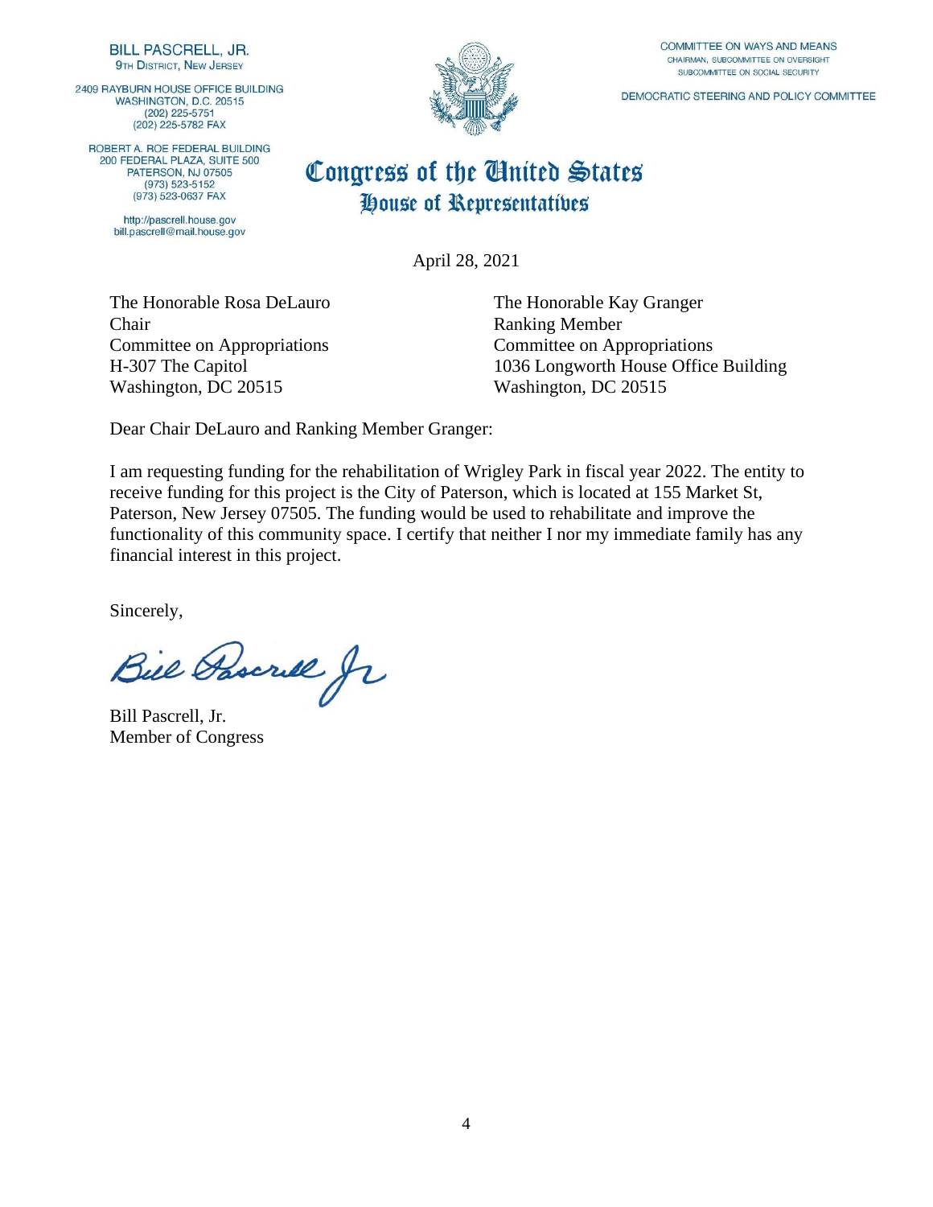BILL PASCRELL, JR.
9TH DISTRICT, NEW JERSEY

2409 RAYBURN HOUSE OFFICE BUILDING
WASHINGTON, D.C. 20515
(202) 225-5751
(202) 225-5782 FAX

ROBERT A. ROE FEDERAL BUILDING
200 FEDERAL PLAZA, SUITE 500
PATERSON, NJ 07505
(973) 523-5152
(973) 523-0637 FAX

http://pascrell.house.gov
bill.pascrell@mail.house.gov

COMMITTEE ON WAYS AND MEANS
CHAIRMAN, SUBCOMMITTEE ON OVERSIGHT
SUBCOMMITTEE ON SOCIAL SECURITY

DEMOCRATIC STEERING AND POLICY COMMITTEE

# Congress of the United States
## House of Representatives

April 28, 2021

The Honorable Rosa DeLauro
Chair
Committee on Appropriations
H-307 The Capitol
Washington, DC 20515

The Honorable Kay Granger
Ranking Member
Committee on Appropriations
1036 Longworth House Office Building
Washington, DC 20515

Dear Chair DeLauro and Ranking Member Granger:

I am requesting funding for the rehabilitation of Wrigley Park in fiscal year 2022. The entity to receive funding for this project is the City of Paterson, which is located at 155 Market St, Paterson, New Jersey 07505. The funding would be used to rehabilitate and improve the functionality of this community space. I certify that neither I nor my immediate family has any financial interest in this project.

Sincerely,

Bill Pascrell Jr

Bill Pascrell, Jr.
Member of Congress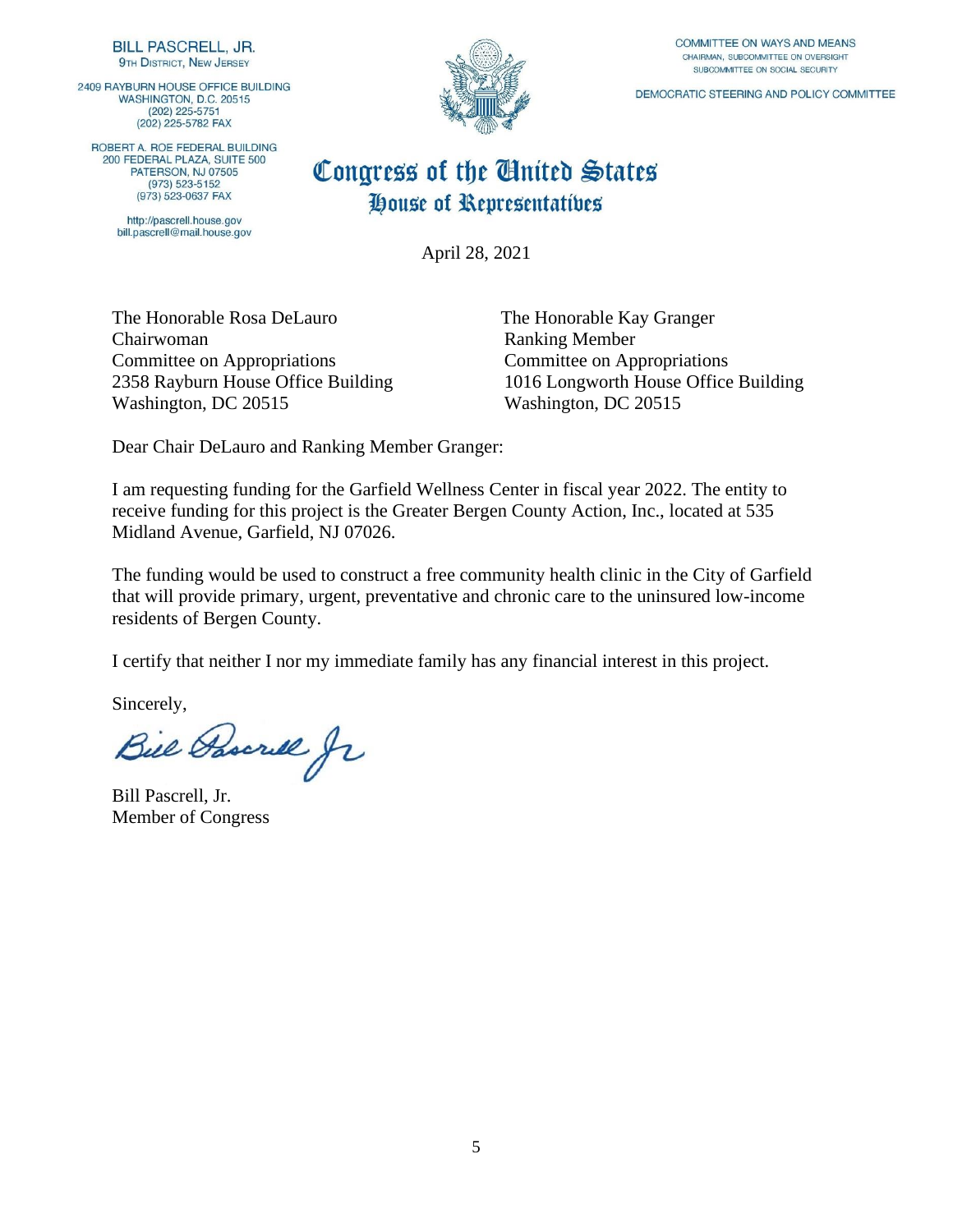**BILL PASCRELL, JR.**
9TH DISTRICT, NEW JERSEY

2409 RAYBURN HOUSE OFFICE BUILDING
WASHINGTON, D.C. 20515
(202) 225-5751
(202) 225-5782 FAX

ROBERT A. ROE FEDERAL BUILDING
200 FEDERAL PLAZA, SUITE 500
PATERSON, NJ 07505
(973) 523-5152
(973) 523-0637 FAX

http://pascrell.house.gov
bill.pascrell@mail.house.gov

COMMITTEE ON WAYS AND MEANS
CHAIRMAN, SUBCOMMITTEE ON OVERSIGHT
SUBCOMMITTEE ON SOCIAL SECURITY

DEMOCRATIC STEERING AND POLICY COMMITTEE

# Congress of the United States
## House of Representatives

April 28, 2021

The Honorable Rosa DeLauro
Chairwoman
Committee on Appropriations
2358 Rayburn House Office Building
Washington, DC 20515

The Honorable Kay Granger
Ranking Member
Committee on Appropriations
1016 Longworth House Office Building
Washington, DC 20515

Dear Chair DeLauro and Ranking Member Granger:

I am requesting funding for the Garfield Wellness Center in fiscal year 2022. The entity to receive funding for this project is the Greater Bergen County Action, Inc., located at 535 Midland Avenue, Garfield, NJ 07026.

The funding would be used to construct a free community health clinic in the City of Garfield that will provide primary, urgent, preventative and chronic care to the uninsured low-income residents of Bergen County.

I certify that neither I nor my immediate family has any financial interest in this project.

Sincerely,

Bill Pascrell Jr

Bill Pascrell, Jr.
Member of Congress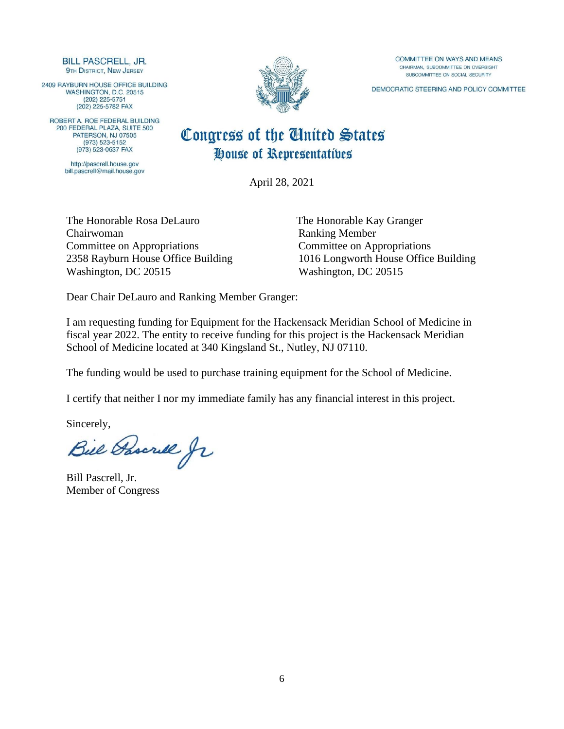**BILL PASCRELL, JR.**
9TH DISTRICT, NEW JERSEY

2409 RAYBURN HOUSE OFFICE BUILDING
WASHINGTON, D.C. 20515
(202) 225-5751
(202) 225-5782 FAX

ROBERT A. ROE FEDERAL BUILDING
200 FEDERAL PLAZA, SUITE 500
PATERSON, NJ 07505
(973) 523-5152
(973) 523-0637 FAX

http://pascrell.house.gov
bill.pascrell@mail.house.gov

COMMITTEE ON WAYS AND MEANS
CHAIRMAN, SUBCOMMITTEE ON OVERSIGHT
SUBCOMMITTEE ON SOCIAL SECURITY

DEMOCRATIC STEERING AND POLICY COMMITTEE

# Congress of the United States
## House of Representatives

April 28, 2021

The Honorable Rosa DeLauro
Chairwoman
Committee on Appropriations
2358 Rayburn House Office Building
Washington, DC 20515

The Honorable Kay Granger
Ranking Member
Committee on Appropriations
1016 Longworth House Office Building
Washington, DC 20515

Dear Chair DeLauro and Ranking Member Granger:

I am requesting funding for Equipment for the Hackensack Meridian School of Medicine in fiscal year 2022. The entity to receive funding for this project is the Hackensack Meridian School of Medicine located at 340 Kingsland St., Nutley, NJ 07110.

The funding would be used to purchase training equipment for the School of Medicine.

I certify that neither I nor my immediate family has any financial interest in this project.

Sincerely,

Bill Pascrell Jr

Bill Pascrell, Jr.
Member of Congress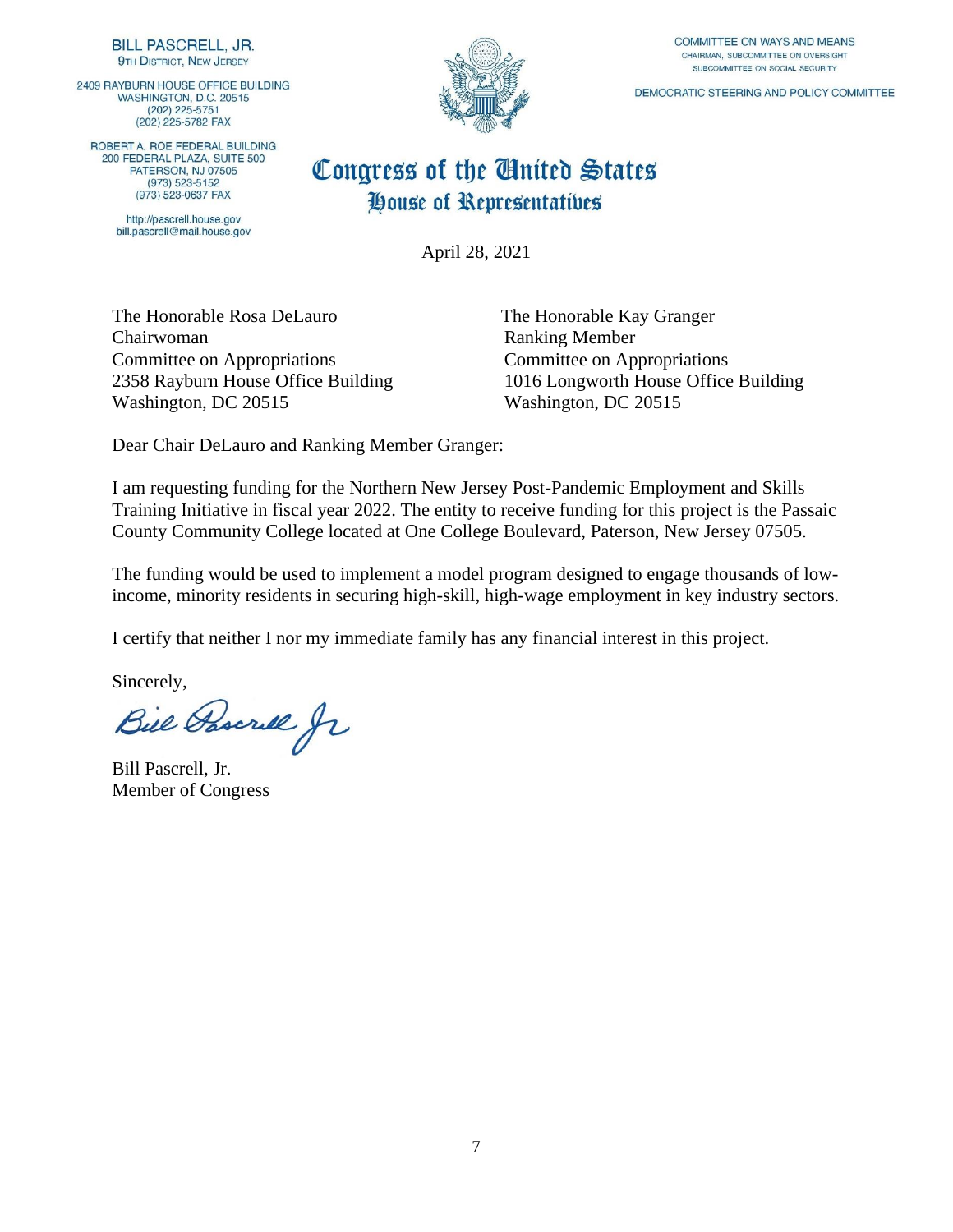**BILL PASCRELL, JR.**
9TH DISTRICT, NEW JERSEY

2409 RAYBURN HOUSE OFFICE BUILDING
WASHINGTON, D.C. 20515
(202) 225-5751
(202) 225-5782 FAX

ROBERT A. ROE FEDERAL BUILDING
200 FEDERAL PLAZA, SUITE 500
PATERSON, NJ 07505
(973) 523-5152
(973) 523-0637 FAX

http://pascrell.house.gov
bill.pascrell@mail.house.gov

COMMITTEE ON WAYS AND MEANS
CHAIRMAN, SUBCOMMITTEE ON OVERSIGHT
SUBCOMMITTEE ON SOCIAL SECURITY

DEMOCRATIC STEERING AND POLICY COMMITTEE

# Congress of the United States
## House of Representatives

April 28, 2021

The Honorable Rosa DeLauro
Chairwoman
Committee on Appropriations
2358 Rayburn House Office Building
Washington, DC 20515

The Honorable Kay Granger
Ranking Member
Committee on Appropriations
1016 Longworth House Office Building
Washington, DC 20515

Dear Chair DeLauro and Ranking Member Granger:

I am requesting funding for the Northern New Jersey Post-Pandemic Employment and Skills Training Initiative in fiscal year 2022. The entity to receive funding for this project is the Passaic County Community College located at One College Boulevard, Paterson, New Jersey 07505.

The funding would be used to implement a model program designed to engage thousands of low-income, minority residents in securing high-skill, high-wage employment in key industry sectors.

I certify that neither I nor my immediate family has any financial interest in this project.

Sincerely,

Bill Pascrell Jr

Bill Pascrell, Jr.
Member of Congress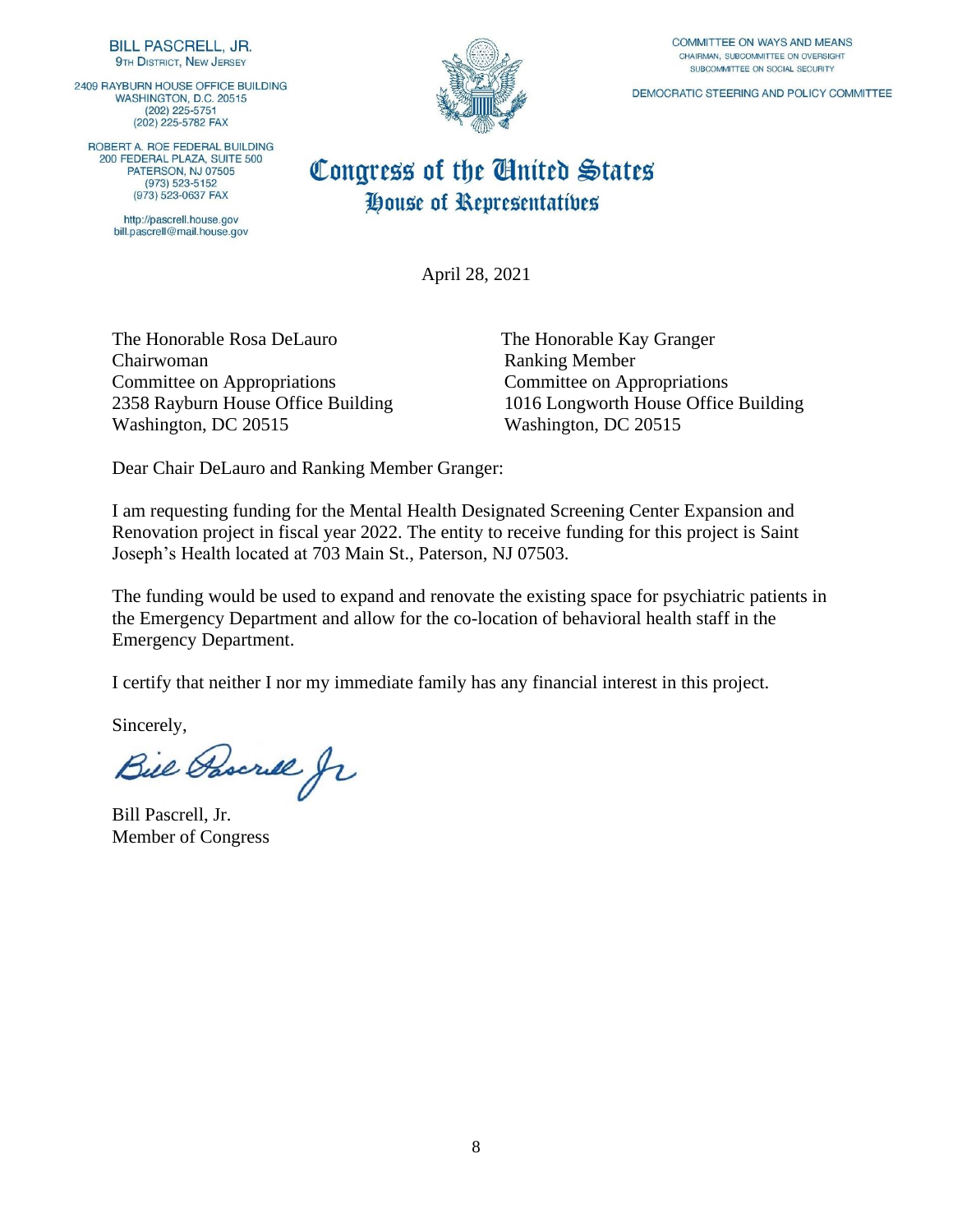BILL PASCRELL, JR.
9TH DISTRICT, NEW JERSEY

2409 RAYBURN HOUSE OFFICE BUILDING
WASHINGTON, D.C. 20515
(202) 225-5751
(202) 225-5782 FAX

ROBERT A. ROE FEDERAL BUILDING
200 FEDERAL PLAZA, SUITE 500
PATERSON, NJ 07505
(973) 523-5152
(973) 523-0637 FAX

http://pascrell.house.gov
bill.pascrell@mail.house.gov

COMMITTEE ON WAYS AND MEANS
CHAIRMAN, SUBCOMMITTEE ON OVERSIGHT
SUBCOMMITTEE ON SOCIAL SECURITY

DEMOCRATIC STEERING AND POLICY COMMITTEE

# Congress of the United States
## House of Representatives

April 28, 2021

The Honorable Rosa DeLauro
Chairwoman
Committee on Appropriations
2358 Rayburn House Office Building
Washington, DC 20515

The Honorable Kay Granger
Ranking Member
Committee on Appropriations
1016 Longworth House Office Building
Washington, DC 20515

Dear Chair DeLauro and Ranking Member Granger:

I am requesting funding for the Mental Health Designated Screening Center Expansion and Renovation project in fiscal year 2022. The entity to receive funding for this project is Saint Joseph's Health located at 703 Main St., Paterson, NJ 07503.

The funding would be used to expand and renovate the existing space for psychiatric patients in the Emergency Department and allow for the co-location of behavioral health staff in the Emergency Department.

I certify that neither I nor my immediate family has any financial interest in this project.

Sincerely,

Bill Pascrell Jr

Bill Pascrell, Jr.
Member of Congress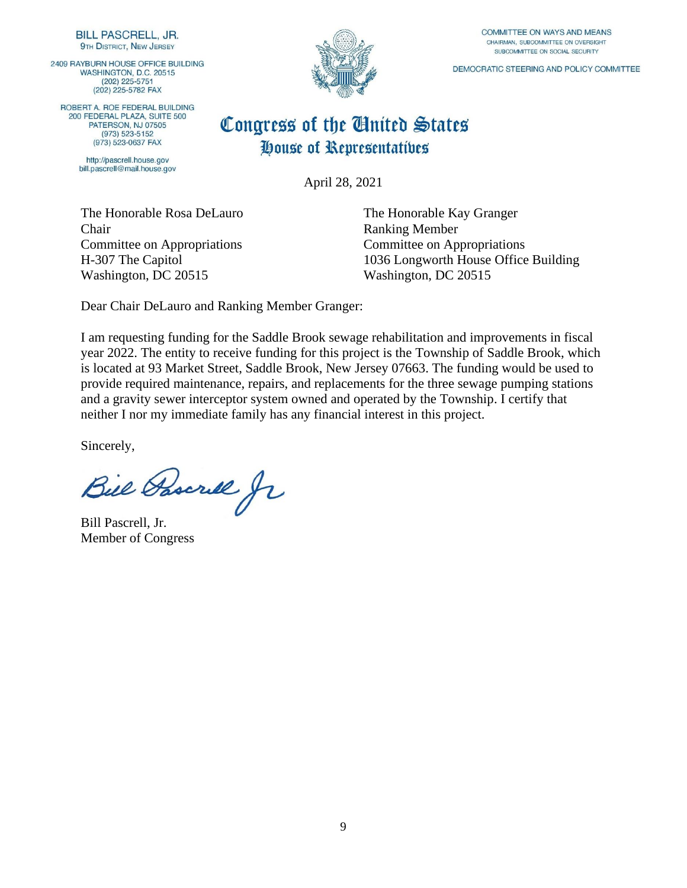BILL PASCRELL, JR.
9TH DISTRICT, NEW JERSEY

2409 RAYBURN HOUSE OFFICE BUILDING
WASHINGTON, D.C. 20515
(202) 225-5751
(202) 225-5782 FAX

ROBERT A. ROE FEDERAL BUILDING
200 FEDERAL PLAZA, SUITE 500
PATERSON, NJ 07505
(973) 523-5152
(973) 523-0637 FAX

http://pascrell.house.gov
bill.pascrell@mail.house.gov

COMMITTEE ON WAYS AND MEANS
CHAIRMAN, SUBCOMMITTEE ON OVERSIGHT
SUBCOMMITTEE ON SOCIAL SECURITY

DEMOCRATIC STEERING AND POLICY COMMITTEE

# Congress of the United States
## House of Representatives

April 28, 2021

The Honorable Rosa DeLauro
Chair
Committee on Appropriations
H-307 The Capitol
Washington, DC 20515

The Honorable Kay Granger
Ranking Member
Committee on Appropriations
1036 Longworth House Office Building
Washington, DC 20515

Dear Chair DeLauro and Ranking Member Granger:

I am requesting funding for the Saddle Brook sewage rehabilitation and improvements in fiscal year 2022. The entity to receive funding for this project is the Township of Saddle Brook, which is located at 93 Market Street, Saddle Brook, New Jersey 07663. The funding would be used to provide required maintenance, repairs, and replacements for the three sewage pumping stations and a gravity sewer interceptor system owned and operated by the Township. I certify that neither I nor my immediate family has any financial interest in this project.

Sincerely,

Bill Pascrell Jr

Bill Pascrell, Jr.
Member of Congress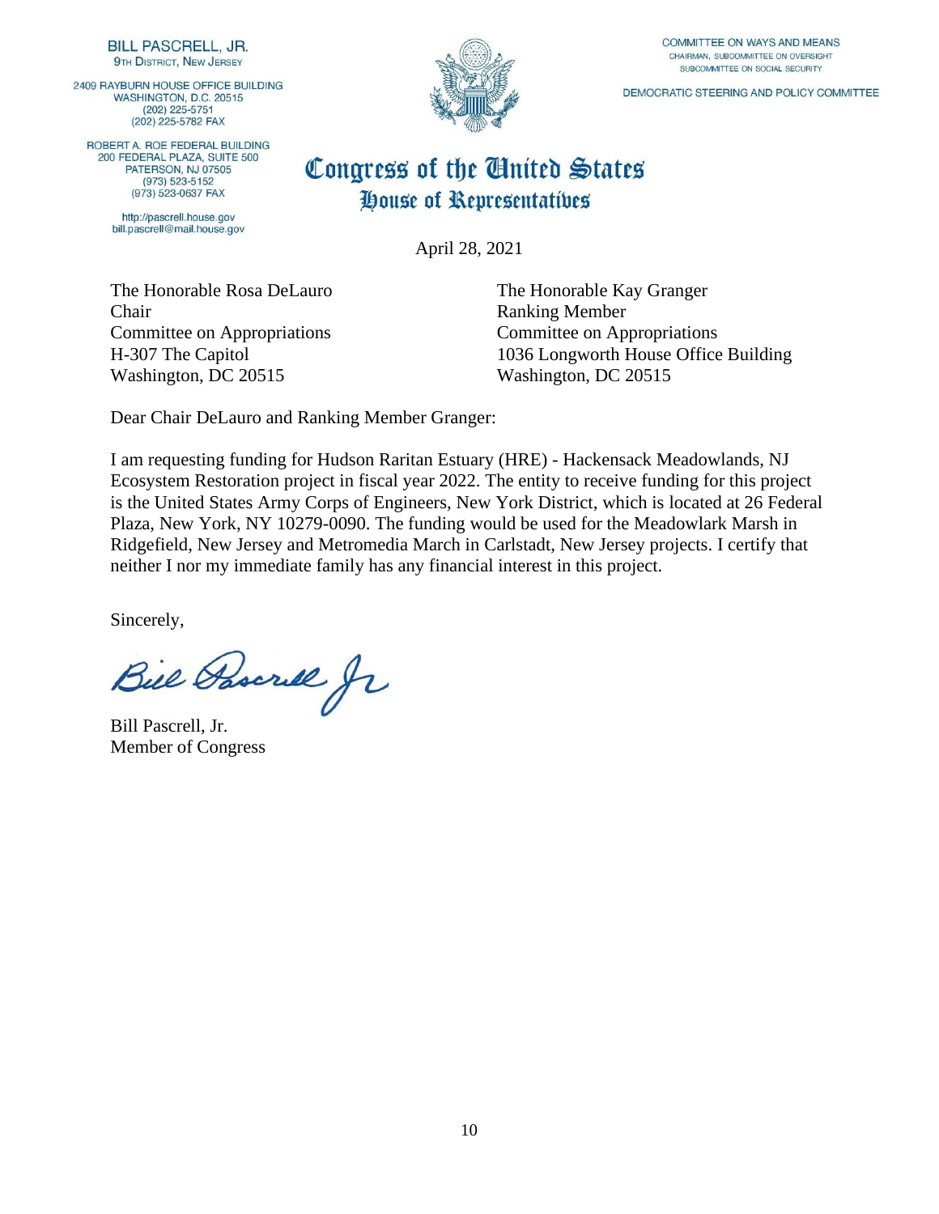BILL PASCRELL, JR.
9TH DISTRICT, NEW JERSEY

2409 RAYBURN HOUSE OFFICE BUILDING
WASHINGTON, D.C. 20515
(202) 225-5751
(202) 225-5782 FAX

ROBERT A. ROE FEDERAL BUILDING
200 FEDERAL PLAZA, SUITE 500
PATERSON, NJ 07505
(973) 523-5152
(973) 523-0637 FAX

http://pascrell.house.gov
bill.pascrell@mail.house.gov

COMMITTEE ON WAYS AND MEANS
CHAIRMAN, SUBCOMMITTEE ON OVERSIGHT
SUBCOMMITTEE ON SOCIAL SECURITY

DEMOCRATIC STEERING AND POLICY COMMITTEE

# Congress of the United States
## House of Representatives

April 28, 2021

The Honorable Rosa DeLauro
Chair
Committee on Appropriations
H-307 The Capitol
Washington, DC 20515

The Honorable Kay Granger
Ranking Member
Committee on Appropriations
1036 Longworth House Office Building
Washington, DC 20515

Dear Chair DeLauro and Ranking Member Granger:

I am requesting funding for Hudson Raritan Estuary (HRE) - Hackensack Meadowlands, NJ Ecosystem Restoration project in fiscal year 2022. The entity to receive funding for this project is the United States Army Corps of Engineers, New York District, which is located at 26 Federal Plaza, New York, NY 10279-0090. The funding would be used for the Meadowlark Marsh in Ridgefield, New Jersey and Metromedia March in Carlstadt, New Jersey projects. I certify that neither I nor my immediate family has any financial interest in this project.

Sincerely,

Bill Pascrell Jr

Bill Pascrell, Jr.
Member of Congress